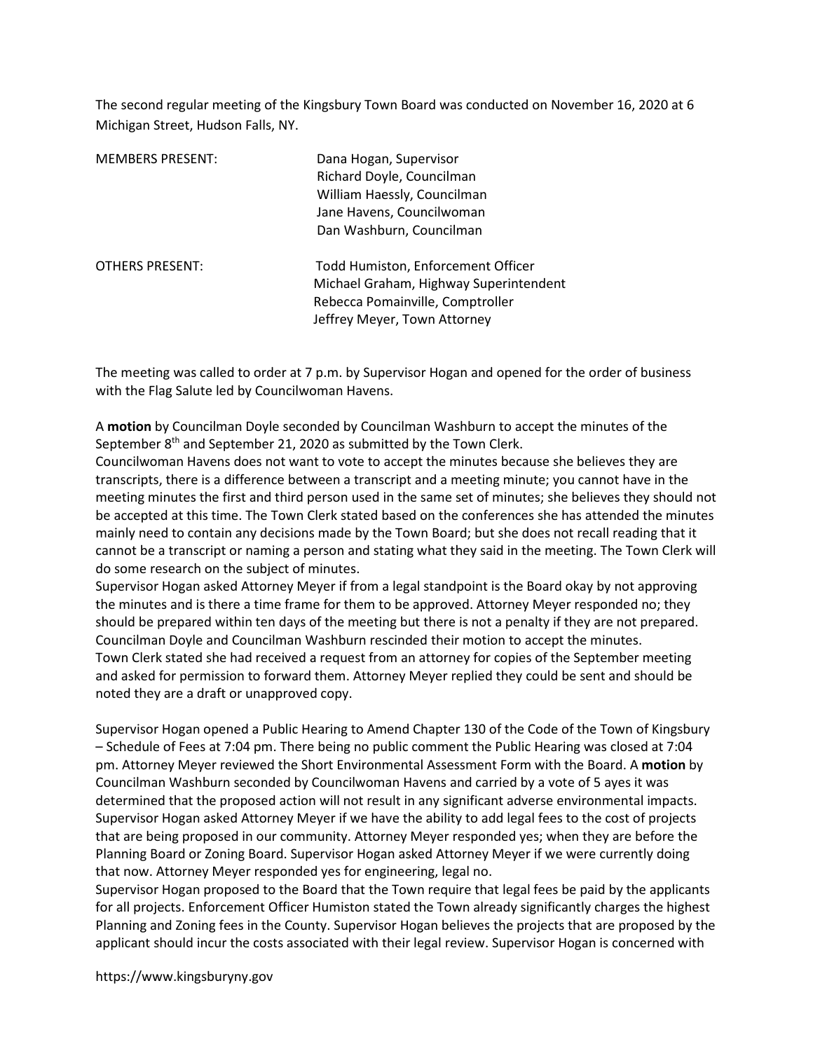The second regular meeting of the Kingsbury Town Board was conducted on November 16, 2020 at 6 Michigan Street, Hudson Falls, NY.

| MEMBERS PRESENT: | Dana Hogan, Supervisor |
|---|---|
| | Richard Doyle, Councilman |
| | William Haessly, Councilman |
| | Jane Havens, Councilwoman |
| | Dan Washburn, Councilman |
| OTHERS PRESENT: | Todd Humiston, Enforcement Officer |
| | Michael Graham, Highway Superintendent |
| | Rebecca Pomainville, Comptroller |
| | Jeffrey Meyer, Town Attorney |

The meeting was called to order at 7 p.m. by Supervisor Hogan and opened for the order of business with the Flag Salute led by Councilwoman Havens.

A **motion** by Councilman Doyle seconded by Councilman Washburn to accept the minutes of the September 8th and September 21, 2020 as submitted by the Town Clerk.
Councilwoman Havens does not want to vote to accept the minutes because she believes they are transcripts, there is a difference between a transcript and a meeting minute; you cannot have in the meeting minutes the first and third person used in the same set of minutes; she believes they should not be accepted at this time. The Town Clerk stated based on the conferences she has attended the minutes mainly need to contain any decisions made by the Town Board; but she does not recall reading that it cannot be a transcript or naming a person and stating what they said in the meeting. The Town Clerk will do some research on the subject of minutes.
Supervisor Hogan asked Attorney Meyer if from a legal standpoint is the Board okay by not approving the minutes and is there a time frame for them to be approved. Attorney Meyer responded no; they should be prepared within ten days of the meeting but there is not a penalty if they are not prepared. Councilman Doyle and Councilman Washburn rescinded their motion to accept the minutes.
Town Clerk stated she had received a request from an attorney for copies of the September meeting and asked for permission to forward them. Attorney Meyer replied they could be sent and should be noted they are a draft or unapproved copy.

Supervisor Hogan opened a Public Hearing to Amend Chapter 130 of the Code of the Town of Kingsbury – Schedule of Fees at 7:04 pm. There being no public comment the Public Hearing was closed at 7:04 pm. Attorney Meyer reviewed the Short Environmental Assessment Form with the Board. A **motion** by Councilman Washburn seconded by Councilwoman Havens and carried by a vote of 5 ayes it was determined that the proposed action will not result in any significant adverse environmental impacts. Supervisor Hogan asked Attorney Meyer if we have the ability to add legal fees to the cost of projects that are being proposed in our community. Attorney Meyer responded yes; when they are before the Planning Board or Zoning Board. Supervisor Hogan asked Attorney Meyer if we were currently doing that now. Attorney Meyer responded yes for engineering, legal no.
Supervisor Hogan proposed to the Board that the Town require that legal fees be paid by the applicants for all projects. Enforcement Officer Humiston stated the Town already significantly charges the highest Planning and Zoning fees in the County. Supervisor Hogan believes the projects that are proposed by the applicant should incur the costs associated with their legal review. Supervisor Hogan is concerned with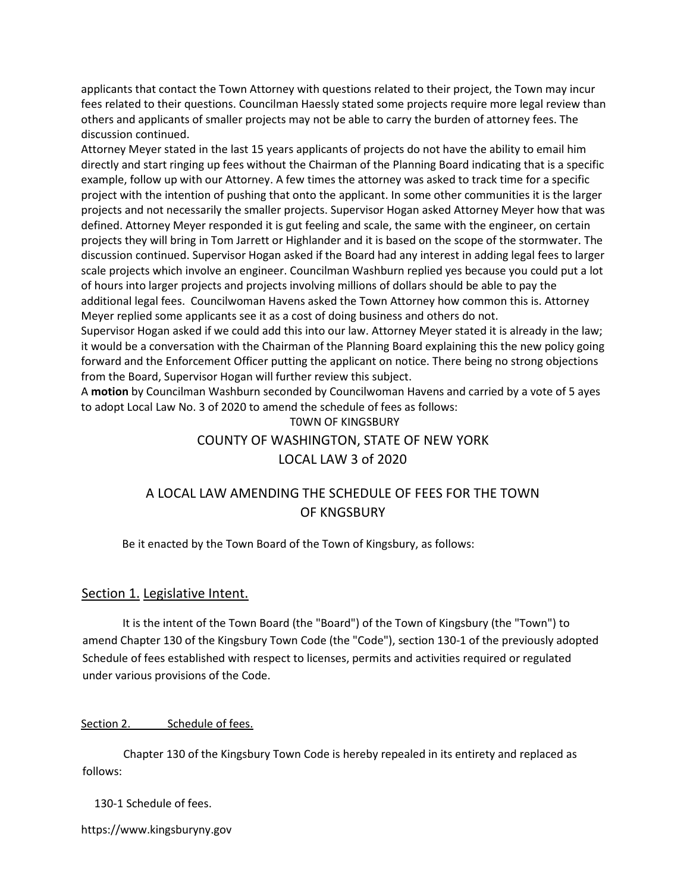applicants that contact the Town Attorney with questions related to their project, the Town may incur fees related to their questions. Councilman Haessly stated some projects require more legal review than others and applicants of smaller projects may not be able to carry the burden of attorney fees. The discussion continued.

Attorney Meyer stated in the last 15 years applicants of projects do not have the ability to email him directly and start ringing up fees without the Chairman of the Planning Board indicating that is a specific example, follow up with our Attorney. A few times the attorney was asked to track time for a specific project with the intention of pushing that onto the applicant. In some other communities it is the larger projects and not necessarily the smaller projects. Supervisor Hogan asked Attorney Meyer how that was defined. Attorney Meyer responded it is gut feeling and scale, the same with the engineer, on certain projects they will bring in Tom Jarrett or Highlander and it is based on the scope of the stormwater. The discussion continued. Supervisor Hogan asked if the Board had any interest in adding legal fees to larger scale projects which involve an engineer. Councilman Washburn replied yes because you could put a lot of hours into larger projects and projects involving millions of dollars should be able to pay the additional legal fees. Councilwoman Havens asked the Town Attorney how common this is. Attorney Meyer replied some applicants see it as a cost of doing business and others do not.

Supervisor Hogan asked if we could add this into our law. Attorney Meyer stated it is already in the law; it would be a conversation with the Chairman of the Planning Board explaining this the new policy going forward and the Enforcement Officer putting the applicant on notice. There being no strong objections from the Board, Supervisor Hogan will further review this subject.

A **motion** by Councilman Washburn seconded by Councilwoman Havens and carried by a vote of 5 ayes to adopt Local Law No. 3 of 2020 to amend the schedule of fees as follows:

T0WN OF KINGSBURY

COUNTY OF WASHINGTON, STATE OF NEW YORK

LOCAL LAW 3 of 2020

A LOCAL LAW AMENDING THE SCHEDULE OF FEES FOR THE TOWN OF KNGSBURY

Be it enacted by the Town Board of the Town of Kingsbury, as follows:

## Section 1. Legislative Intent.

It is the intent of the Town Board (the "Board") of the Town of Kingsbury (the "Town") to amend Chapter 130 of the Kingsbury Town Code (the "Code"), section 130-1 of the previously adopted Schedule of fees established with respect to licenses, permits and activities required or regulated under various provisions of the Code.

## Section 2. Schedule of fees.

Chapter 130 of the Kingsbury Town Code is hereby repealed in its entirety and replaced as follows:

130-1 Schedule of fees.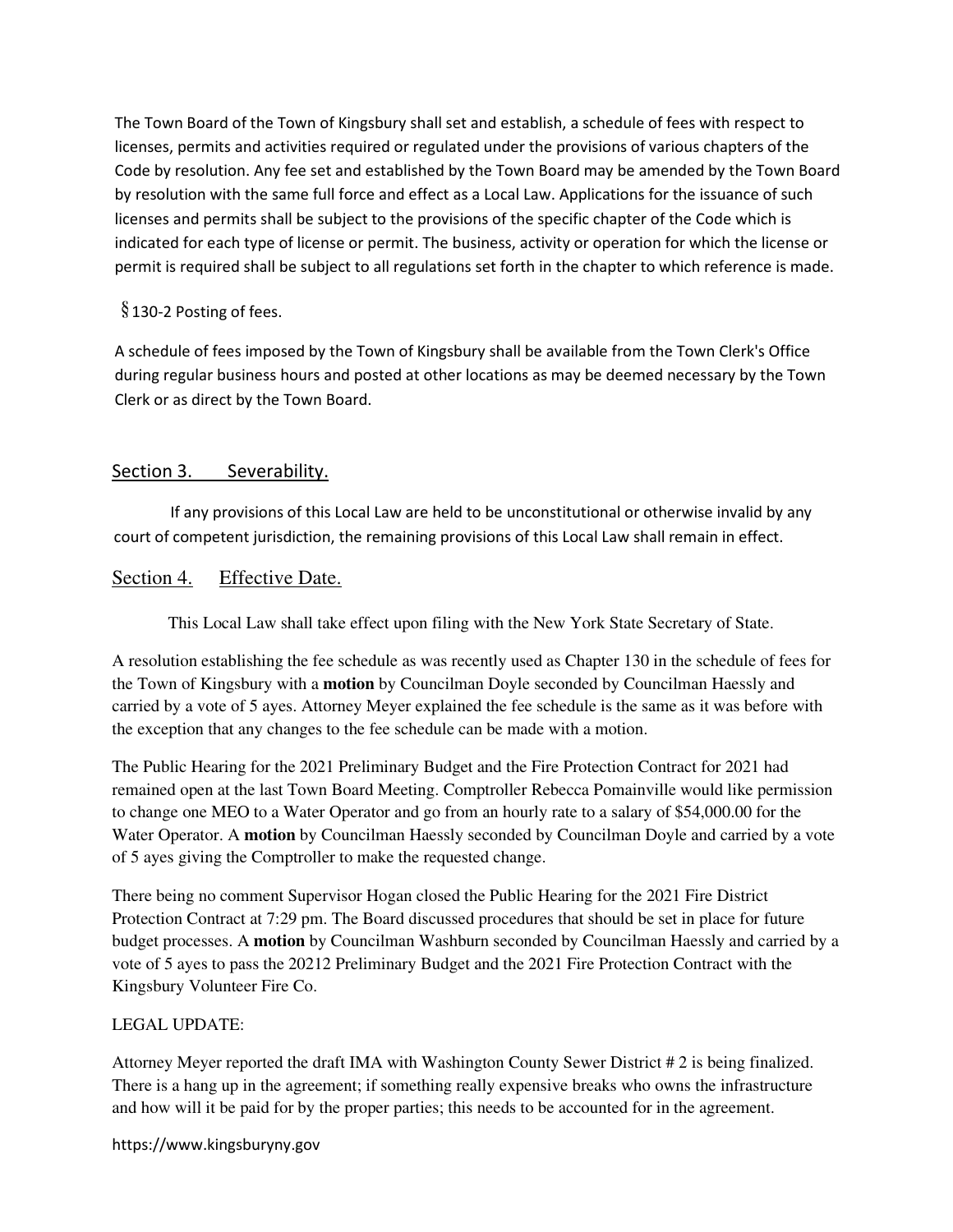The Town Board of the Town of Kingsbury shall set and establish, a schedule of fees with respect to licenses, permits and activities required or regulated under the provisions of various chapters of the Code by resolution. Any fee set and established by the Town Board may be amended by the Town Board by resolution with the same full force and effect as a Local Law. Applications for the issuance of such licenses and permits shall be subject to the provisions of the specific chapter of the Code which is indicated for each type of license or permit. The business, activity or operation for which the license or permit is required shall be subject to all regulations set forth in the chapter to which reference is made.

§130-2 Posting of fees.

A schedule of fees imposed by the Town of Kingsbury shall be available from the Town Clerk's Office during regular business hours and posted at other locations as may be deemed necessary by the Town Clerk or as direct by the Town Board.

## Section 3. Severability.

If any provisions of this Local Law are held to be unconstitutional or otherwise invalid by any court of competent jurisdiction, the remaining provisions of this Local Law shall remain in effect.

## Section 4. Effective Date.

This Local Law shall take effect upon filing with the New York State Secretary of State.

A resolution establishing the fee schedule as was recently used as Chapter 130 in the schedule of fees for the Town of Kingsbury with a **motion** by Councilman Doyle seconded by Councilman Haessly and carried by a vote of 5 ayes. Attorney Meyer explained the fee schedule is the same as it was before with the exception that any changes to the fee schedule can be made with a motion.

The Public Hearing for the 2021 Preliminary Budget and the Fire Protection Contract for 2021 had remained open at the last Town Board Meeting. Comptroller Rebecca Pomainville would like permission to change one MEO to a Water Operator and go from an hourly rate to a salary of $54,000.00 for the Water Operator. A **motion** by Councilman Haessly seconded by Councilman Doyle and carried by a vote of 5 ayes giving the Comptroller to make the requested change.

There being no comment Supervisor Hogan closed the Public Hearing for the 2021 Fire District Protection Contract at 7:29 pm. The Board discussed procedures that should be set in place for future budget processes. A **motion** by Councilman Washburn seconded by Councilman Haessly and carried by a vote of 5 ayes to pass the 20212 Preliminary Budget and the 2021 Fire Protection Contract with the Kingsbury Volunteer Fire Co.

LEGAL UPDATE:

Attorney Meyer reported the draft IMA with Washington County Sewer District # 2 is being finalized. There is a hang up in the agreement; if something really expensive breaks who owns the infrastructure and how will it be paid for by the proper parties; this needs to be accounted for in the agreement.

https://www.kingsburyny.gov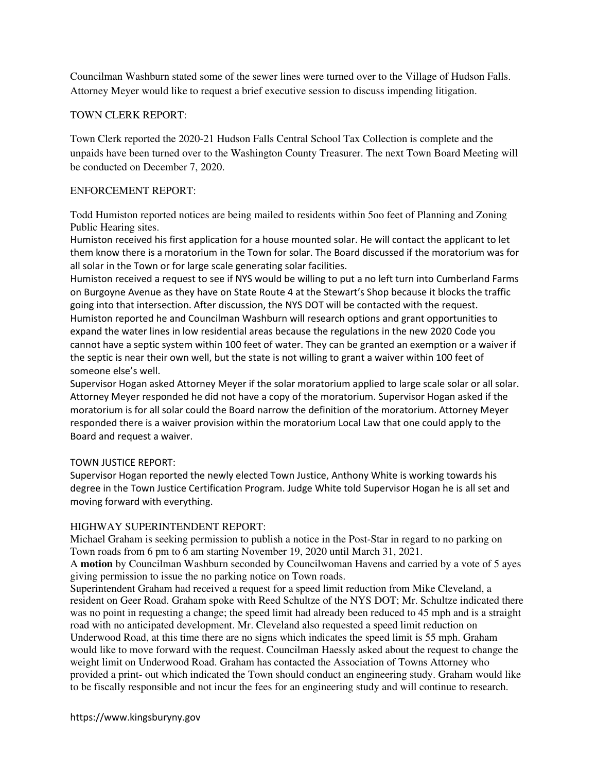Councilman Washburn stated some of the sewer lines were turned over to the Village of Hudson Falls. Attorney Meyer would like to request a brief executive session to discuss impending litigation.

TOWN CLERK REPORT:

Town Clerk reported the 2020-21 Hudson Falls Central School Tax Collection is complete and the unpaids have been turned over to the Washington County Treasurer. The next Town Board Meeting will be conducted on December 7, 2020.

ENFORCEMENT REPORT:

Todd Humiston reported notices are being mailed to residents within 5oo feet of Planning and Zoning Public Hearing sites.
Humiston received his first application for a house mounted solar. He will contact the applicant to let them know there is a moratorium in the Town for solar. The Board discussed if the moratorium was for all solar in the Town or for large scale generating solar facilities.
Humiston received a request to see if NYS would be willing to put a no left turn into Cumberland Farms on Burgoyne Avenue as they have on State Route 4 at the Stewart's Shop because it blocks the traffic going into that intersection. After discussion, the NYS DOT will be contacted with the request.
Humiston reported he and Councilman Washburn will research options and grant opportunities to expand the water lines in low residential areas because the regulations in the new 2020 Code you cannot have a septic system within 100 feet of water. They can be granted an exemption or a waiver if the septic is near their own well, but the state is not willing to grant a waiver within 100 feet of someone else's well.
Supervisor Hogan asked Attorney Meyer if the solar moratorium applied to large scale solar or all solar. Attorney Meyer responded he did not have a copy of the moratorium. Supervisor Hogan asked if the moratorium is for all solar could the Board narrow the definition of the moratorium. Attorney Meyer responded there is a waiver provision within the moratorium Local Law that one could apply to the Board and request a waiver.

TOWN JUSTICE REPORT:
Supervisor Hogan reported the newly elected Town Justice, Anthony White is working towards his degree in the Town Justice Certification Program. Judge White told Supervisor Hogan he is all set and moving forward with everything.

HIGHWAY SUPERINTENDENT REPORT:
Michael Graham is seeking permission to publish a notice in the Post-Star in regard to no parking on Town roads from 6 pm to 6 am starting November 19, 2020 until March 31, 2021.
A **motion** by Councilman Washburn seconded by Councilwoman Havens and carried by a vote of 5 ayes giving permission to issue the no parking notice on Town roads.
Superintendent Graham had received a request for a speed limit reduction from Mike Cleveland, a resident on Geer Road. Graham spoke with Reed Schultze of the NYS DOT; Mr. Schultze indicated there was no point in requesting a change; the speed limit had already been reduced to 45 mph and is a straight road with no anticipated development. Mr. Cleveland also requested a speed limit reduction on Underwood Road, at this time there are no signs which indicates the speed limit is 55 mph. Graham would like to move forward with the request. Councilman Haessly asked about the request to change the weight limit on Underwood Road. Graham has contacted the Association of Towns Attorney who provided a print- out which indicated the Town should conduct an engineering study. Graham would like to be fiscally responsible and not incur the fees for an engineering study and will continue to research.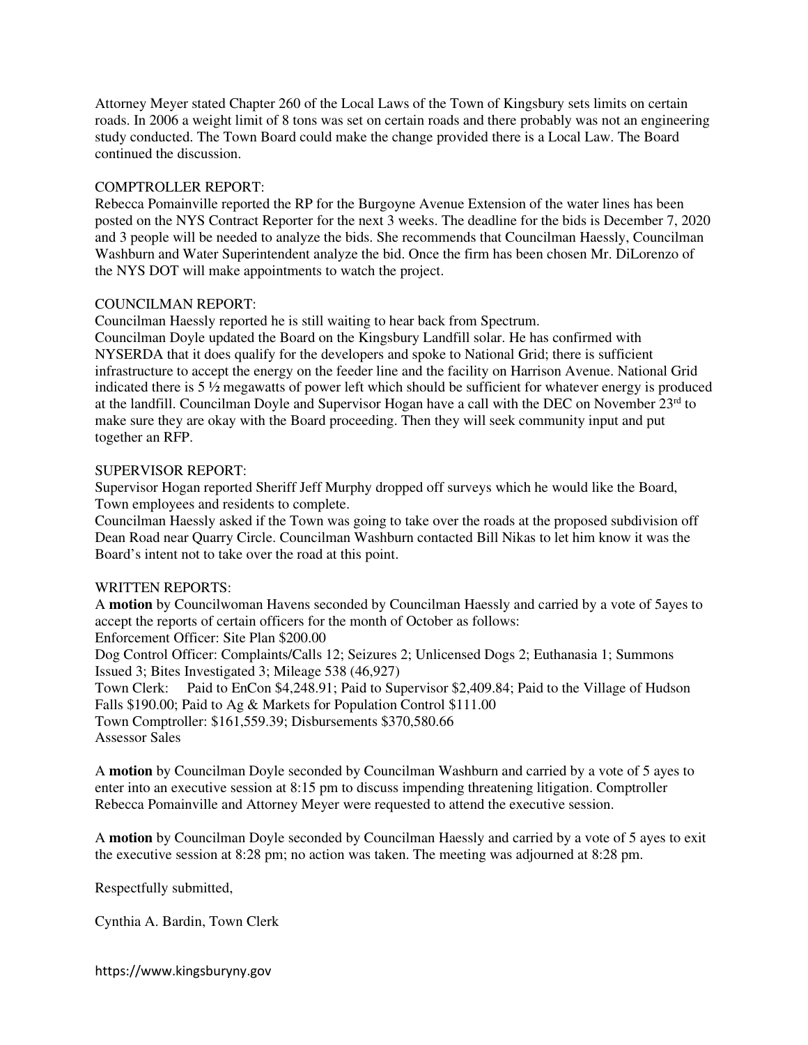Attorney Meyer stated Chapter 260 of the Local Laws of the Town of Kingsbury sets limits on certain roads. In 2006 a weight limit of 8 tons was set on certain roads and there probably was not an engineering study conducted. The Town Board could make the change provided there is a Local Law. The Board continued the discussion.

COMPTROLLER REPORT:
Rebecca Pomainville reported the RP for the Burgoyne Avenue Extension of the water lines has been posted on the NYS Contract Reporter for the next 3 weeks. The deadline for the bids is December 7, 2020 and 3 people will be needed to analyze the bids. She recommends that Councilman Haessly, Councilman Washburn and Water Superintendent analyze the bid. Once the firm has been chosen Mr. DiLorenzo of the NYS DOT will make appointments to watch the project.

COUNCILMAN REPORT:
Councilman Haessly reported he is still waiting to hear back from Spectrum.
Councilman Doyle updated the Board on the Kingsbury Landfill solar. He has confirmed with NYSERDA that it does qualify for the developers and spoke to National Grid; there is sufficient infrastructure to accept the energy on the feeder line and the facility on Harrison Avenue. National Grid indicated there is 5 ½ megawatts of power left which should be sufficient for whatever energy is produced at the landfill. Councilman Doyle and Supervisor Hogan have a call with the DEC on November 23rd to make sure they are okay with the Board proceeding. Then they will seek community input and put together an RFP.

SUPERVISOR REPORT:
Supervisor Hogan reported Sheriff Jeff Murphy dropped off surveys which he would like the Board, Town employees and residents to complete.
Councilman Haessly asked if the Town was going to take over the roads at the proposed subdivision off Dean Road near Quarry Circle. Councilman Washburn contacted Bill Nikas to let him know it was the Board's intent not to take over the road at this point.

WRITTEN REPORTS:
A **motion** by Councilwoman Havens seconded by Councilman Haessly and carried by a vote of 5ayes to accept the reports of certain officers for the month of October as follows:
Enforcement Officer: Site Plan $200.00
Dog Control Officer: Complaints/Calls 12; Seizures 2; Unlicensed Dogs 2; Euthanasia 1; Summons Issued 3; Bites Investigated 3; Mileage 538 (46,927)
Town Clerk: Paid to EnCon $4,248.91; Paid to Supervisor $2,409.84; Paid to the Village of Hudson Falls $190.00; Paid to Ag & Markets for Population Control $111.00
Town Comptroller: $161,559.39; Disbursements $370,580.66
Assessor Sales

A **motion** by Councilman Doyle seconded by Councilman Washburn and carried by a vote of 5 ayes to enter into an executive session at 8:15 pm to discuss impending threatening litigation. Comptroller Rebecca Pomainville and Attorney Meyer were requested to attend the executive session.

A **motion** by Councilman Doyle seconded by Councilman Haessly and carried by a vote of 5 ayes to exit the executive session at 8:28 pm; no action was taken. The meeting was adjourned at 8:28 pm.

Respectfully submitted,

Cynthia A. Bardin, Town Clerk